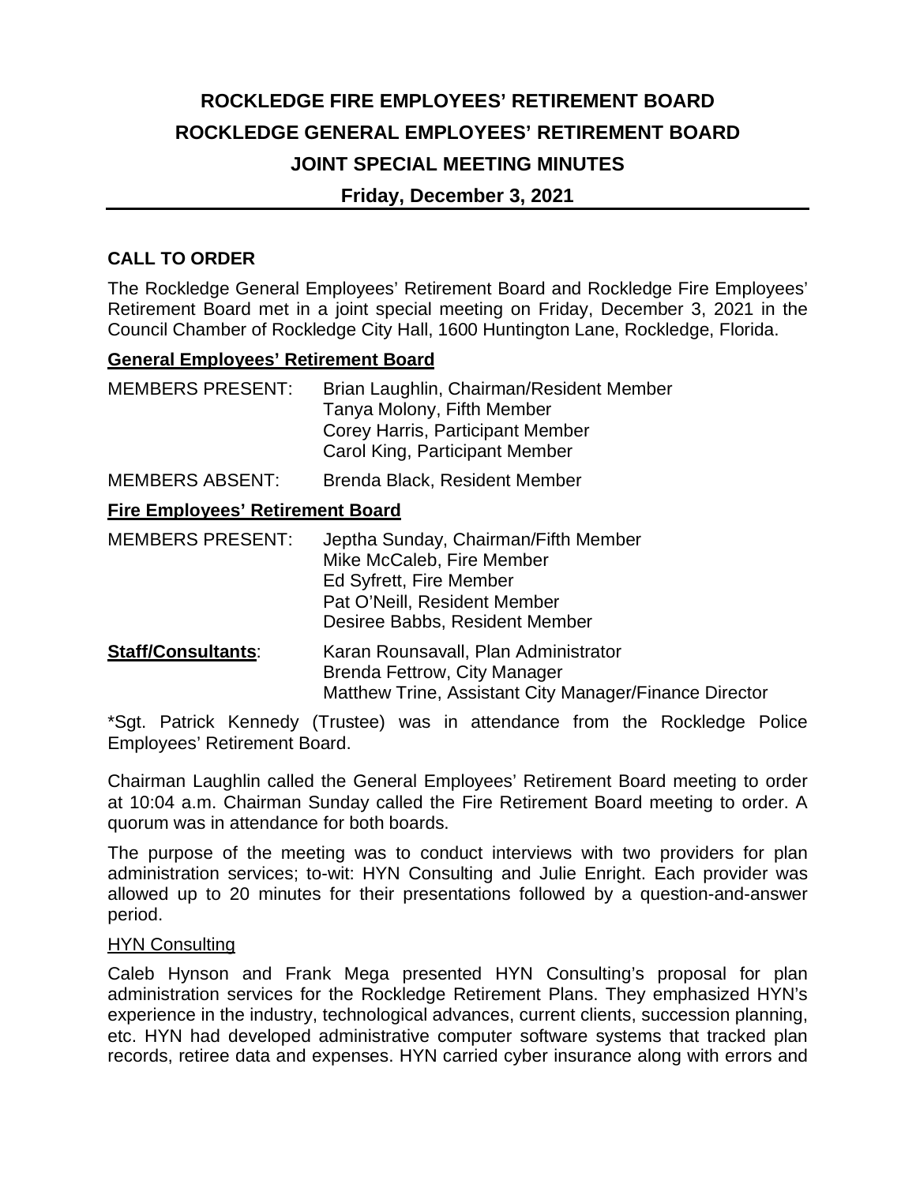# ROCKLEDGE FIRE EMPLOYEES' RETIREMENT BOARD
# ROCKLEDGE GENERAL EMPLOYEES' RETIREMENT BOARD
# JOINT SPECIAL MEETING MINUTES

### Friday, December 3, 2021

## CALL TO ORDER

The Rockledge General Employees' Retirement Board and Rockledge Fire Employees' Retirement Board met in a joint special meeting on Friday, December 3, 2021 in the Council Chamber of Rockledge City Hall, 1600 Huntington Lane, Rockledge, Florida.

### General Employees' Retirement Board

MEMBERS PRESENT: Brian Laughlin, Chairman/Resident Member
Tanya Molony, Fifth Member
Corey Harris, Participant Member
Carol King, Participant Member

MEMBERS ABSENT: Brenda Black, Resident Member

### Fire Employees' Retirement Board

MEMBERS PRESENT: Jeptha Sunday, Chairman/Fifth Member
Mike McCaleb, Fire Member
Ed Syfrett, Fire Member
Pat O'Neill, Resident Member
Desiree Babbs, Resident Member

**Staff/Consultants**: Karan Rounsavall, Plan Administrator
Brenda Fettrow, City Manager
Matthew Trine, Assistant City Manager/Finance Director

*Sgt. Patrick Kennedy (Trustee) was in attendance from the Rockledge Police Employees' Retirement Board.

Chairman Laughlin called the General Employees' Retirement Board meeting to order at 10:04 a.m. Chairman Sunday called the Fire Retirement Board meeting to order. A quorum was in attendance for both boards.

The purpose of the meeting was to conduct interviews with two providers for plan administration services; to-wit: HYN Consulting and Julie Enright. Each provider was allowed up to 20 minutes for their presentations followed by a question-and-answer period.

HYN Consulting

Caleb Hynson and Frank Mega presented HYN Consulting's proposal for plan administration services for the Rockledge Retirement Plans. They emphasized HYN's experience in the industry, technological advances, current clients, succession planning, etc. HYN had developed administrative computer software systems that tracked plan records, retiree data and expenses. HYN carried cyber insurance along with errors and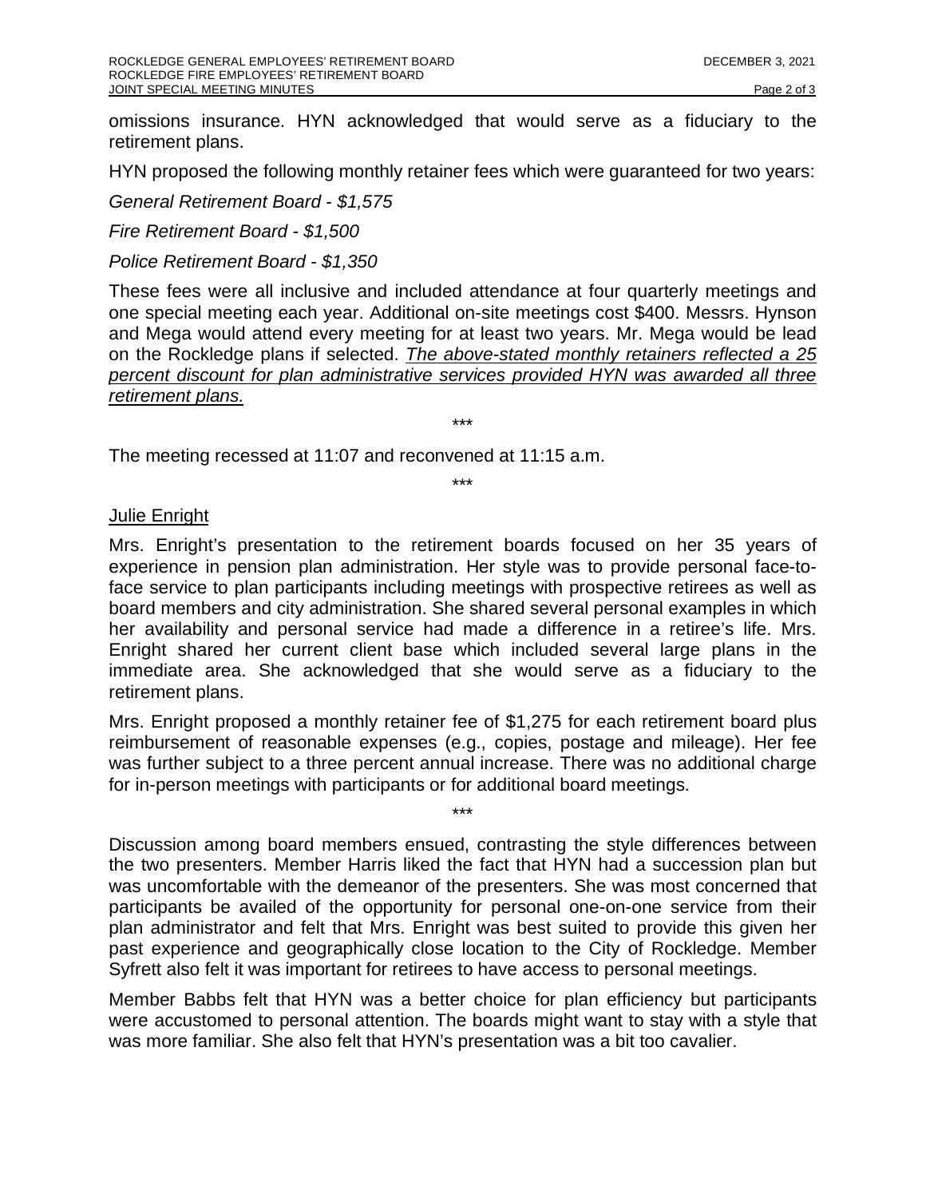omissions insurance. HYN acknowledged that would serve as a fiduciary to the retirement plans.

HYN proposed the following monthly retainer fees which were guaranteed for two years:

*General Retirement Board - $1,575*

*Fire Retirement Board - $1,500*

*Police Retirement Board - $1,350*

These fees were all inclusive and included attendance at four quarterly meetings and one special meeting each year. Additional on-site meetings cost $400. Messrs. Hynson and Mega would attend every meeting for at least two years. Mr. Mega would be lead on the Rockledge plans if selected. *<u>The above-stated monthly retainers reflected a 25 percent discount for plan administrative services provided HYN was awarded all three retirement plans.</u>*

\*\*\*

The meeting recessed at 11:07 and reconvened at 11:15 a.m.

\*\*\*

<u>Julie Enright</u>

Mrs. Enright's presentation to the retirement boards focused on her 35 years of experience in pension plan administration. Her style was to provide personal face-to-face service to plan participants including meetings with prospective retirees as well as board members and city administration. She shared several personal examples in which her availability and personal service had made a difference in a retiree's life. Mrs. Enright shared her current client base which included several large plans in the immediate area. She acknowledged that she would serve as a fiduciary to the retirement plans.

Mrs. Enright proposed a monthly retainer fee of $1,275 for each retirement board plus reimbursement of reasonable expenses (e.g., copies, postage and mileage). Her fee was further subject to a three percent annual increase. There was no additional charge for in-person meetings with participants or for additional board meetings.

\*\*\*

Discussion among board members ensued, contrasting the style differences between the two presenters. Member Harris liked the fact that HYN had a succession plan but was uncomfortable with the demeanor of the presenters. She was most concerned that participants be availed of the opportunity for personal one-on-one service from their plan administrator and felt that Mrs. Enright was best suited to provide this given her past experience and geographically close location to the City of Rockledge. Member Syfrett also felt it was important for retirees to have access to personal meetings.

Member Babbs felt that HYN was a better choice for plan efficiency but participants were accustomed to personal attention. The boards might want to stay with a style that was more familiar. She also felt that HYN's presentation was a bit too cavalier.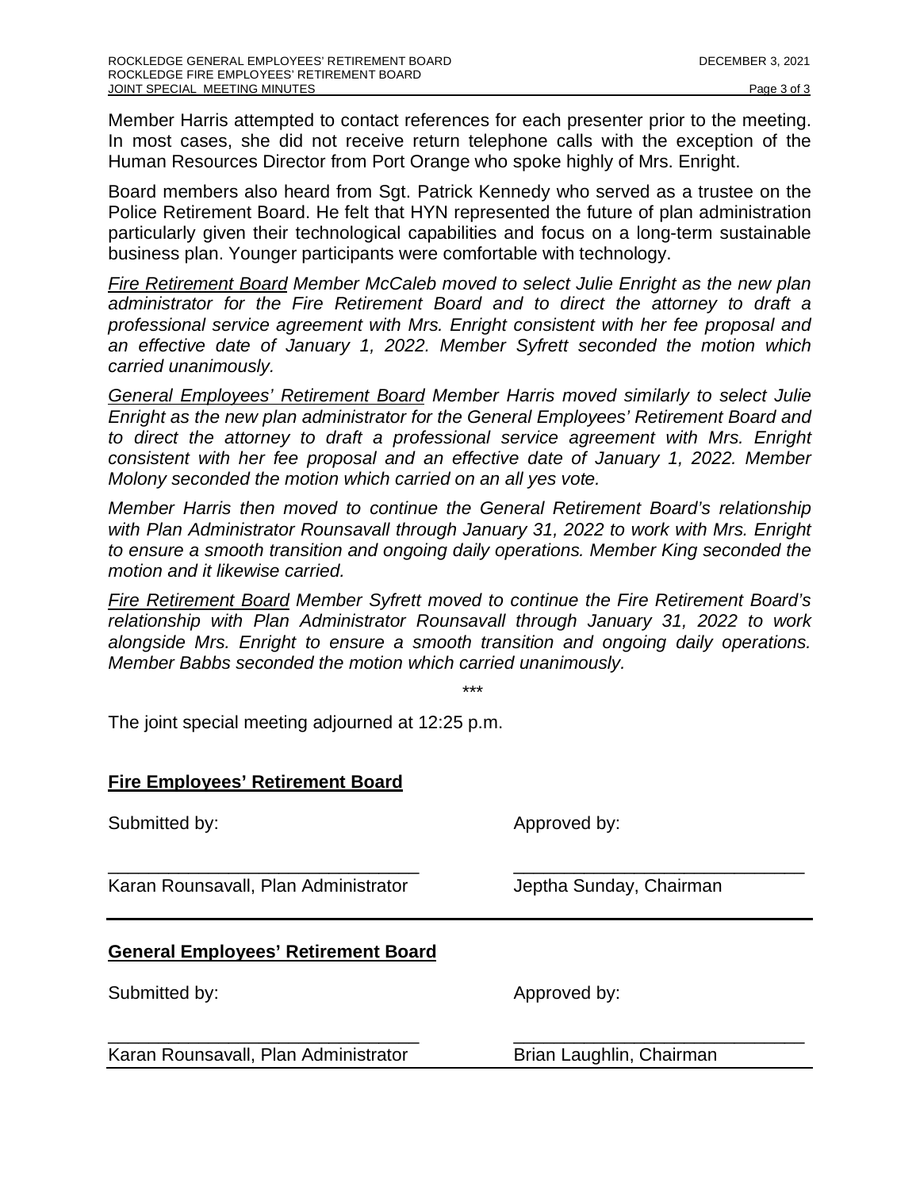Member Harris attempted to contact references for each presenter prior to the meeting. In most cases, she did not receive return telephone calls with the exception of the Human Resources Director from Port Orange who spoke highly of Mrs. Enright.

Board members also heard from Sgt. Patrick Kennedy who served as a trustee on the Police Retirement Board. He felt that HYN represented the future of plan administration particularly given their technological capabilities and focus on a long-term sustainable business plan. Younger participants were comfortable with technology.

*Fire Retirement Board Member McCaleb moved to select Julie Enright as the new plan administrator for the Fire Retirement Board and to direct the attorney to draft a professional service agreement with Mrs. Enright consistent with her fee proposal and an effective date of January 1, 2022. Member Syfrett seconded the motion which carried unanimously.*

*General Employees' Retirement Board Member Harris moved similarly to select Julie Enright as the new plan administrator for the General Employees' Retirement Board and to direct the attorney to draft a professional service agreement with Mrs. Enright consistent with her fee proposal and an effective date of January 1, 2022. Member Molony seconded the motion which carried on an all yes vote.*

*Member Harris then moved to continue the General Retirement Board's relationship with Plan Administrator Rounsavall through January 31, 2022 to work with Mrs. Enright to ensure a smooth transition and ongoing daily operations. Member King seconded the motion and it likewise carried.*

*Fire Retirement Board Member Syfrett moved to continue the Fire Retirement Board's relationship with Plan Administrator Rounsavall through January 31, 2022 to work alongside Mrs. Enright to ensure a smooth transition and ongoing daily operations. Member Babbs seconded the motion which carried unanimously.*

\*\*\*

The joint special meeting adjourned at 12:25 p.m.

**Fire Employees' Retirement Board**

Submitted by: Approved by:

\_\_\_\_\_\_\_\_\_\_\_\_\_\_\_\_\_\_\_\_\_\_\_\_\_\_\_\_\_\_\_\_ \_\_\_\_\_\_\_\_\_\_\_\_\_\_\_\_\_\_\_\_\_\_\_\_\_\_\_\_\_\_

Karan Rounsavall, Plan Administrator Jeptha Sunday, Chairman

**General Employees' Retirement Board**

Submitted by: Approved by:

\_\_\_\_\_\_\_\_\_\_\_\_\_\_\_\_\_\_\_\_\_\_\_\_\_\_\_\_\_\_\_\_ \_\_\_\_\_\_\_\_\_\_\_\_\_\_\_\_\_\_\_\_\_\_\_\_\_\_\_\_\_\_

Karan Rounsavall, Plan Administrator Brian Laughlin, Chairman